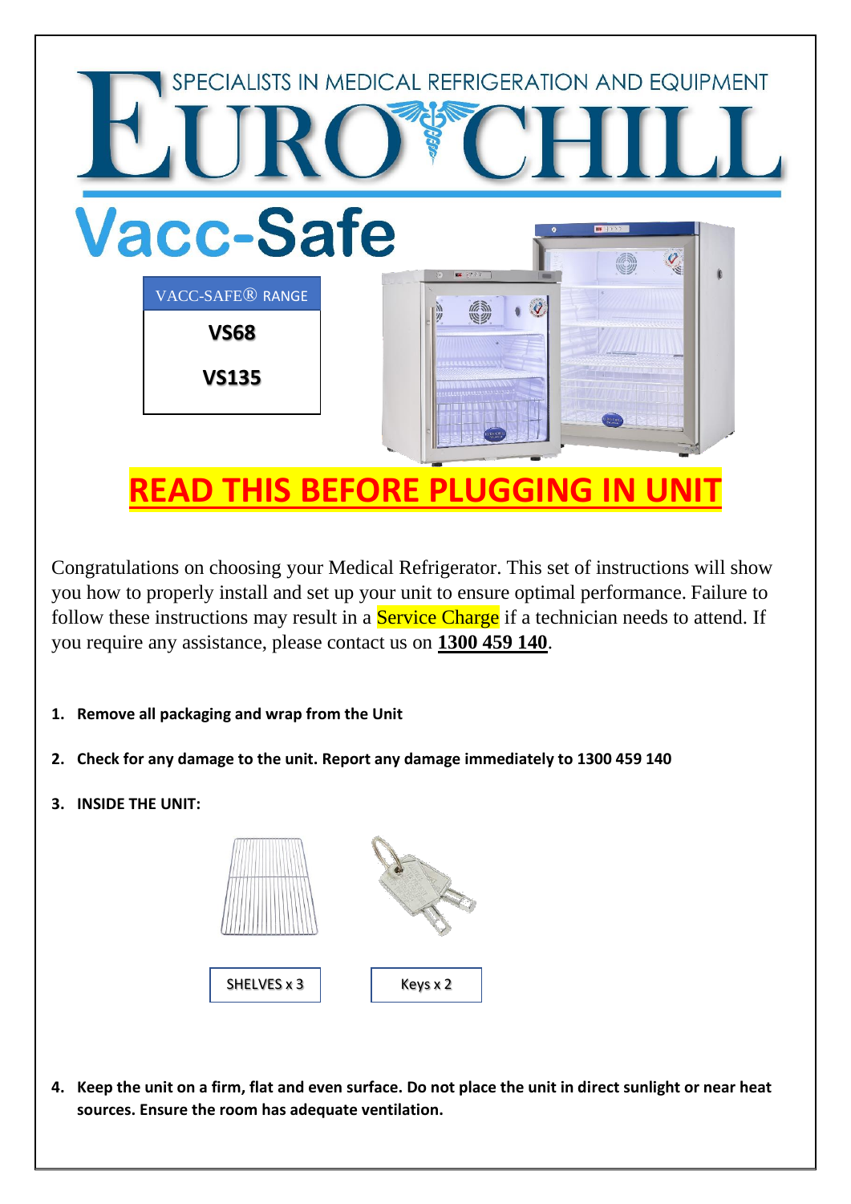SPECIALISTS IN MEDICAL REFRIGERATION AND EQUIPMENT

# EURO CHILL

# Vacc-Safe

| VACC-SAFE® RANGE |
|---|
| **VS68** |
| **VS135** |

# READ THIS BEFORE PLUGGING IN UNIT

Congratulations on choosing your Medical Refrigerator. This set of instructions will show you how to properly install and set up your unit to ensure optimal performance. Failure to follow these instructions may result in a Service Charge if a technician needs to attend. If you require any assistance, please contact us on **1300 459 140**.

1. **Remove all packaging and wrap from the Unit**
2. **Check for any damage to the unit. Report any damage immediately to 1300 459 140**
3. **INSIDE THE UNIT:**

SHELVES x 3

Keys x 2

4. **Keep the unit on a firm, flat and even surface. Do not place the unit in direct sunlight or near heat sources. Ensure the room has adequate ventilation.**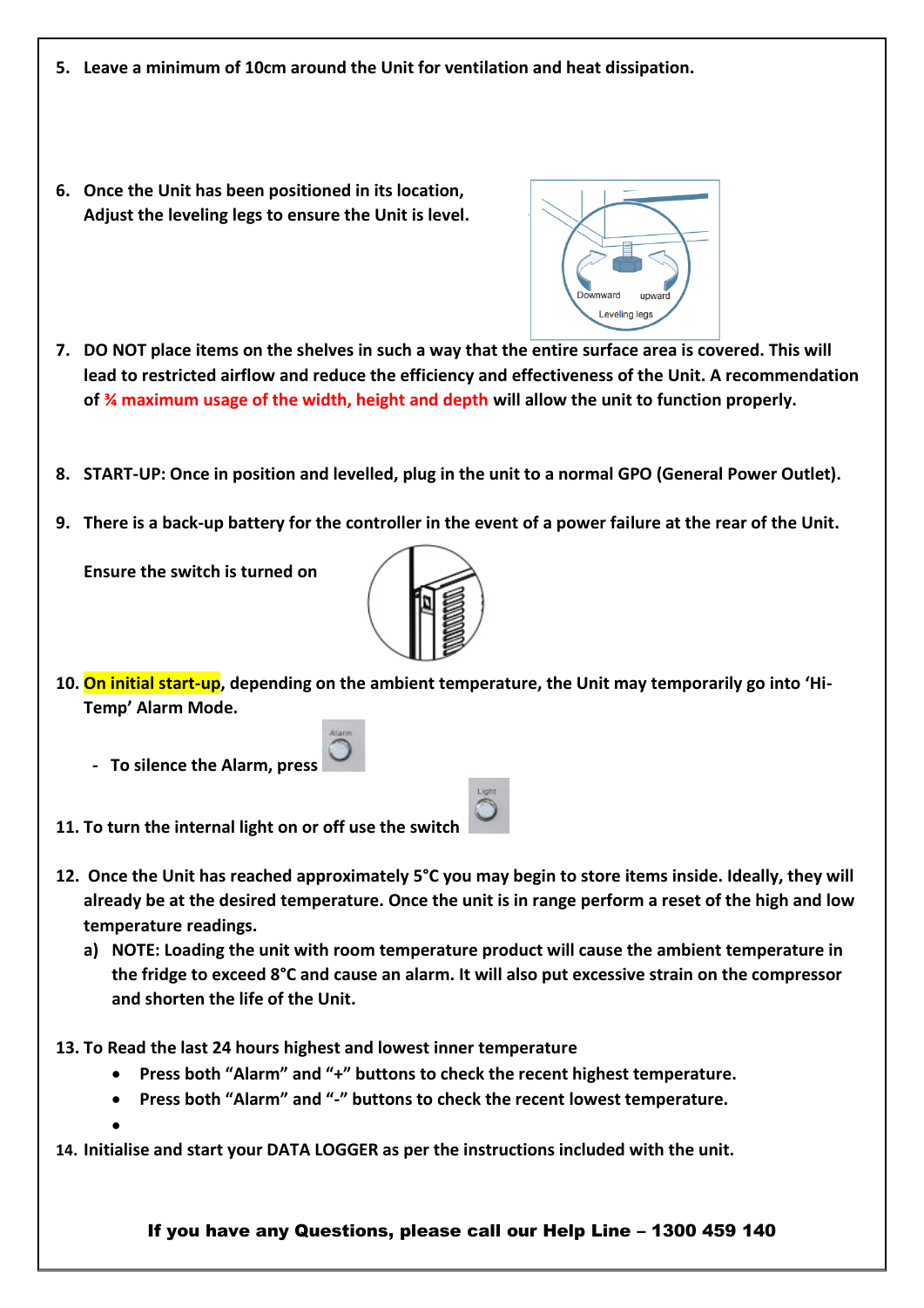5. **Leave a minimum of 10cm around the Unit for ventilation and heat dissipation.**

6. **Once the Unit has been positioned in its location, Adjust the leveling legs to ensure the Unit is level.**

7. **DO NOT place items on the shelves in such a way that the entire surface area is covered. This will lead to restricted airflow and reduce the efficiency and effectiveness of the Unit. A recommendation of ¾ maximum usage of the width, height and depth will allow the unit to function properly.**

8. **START-UP: Once in position and levelled, plug in the unit to a normal GPO (General Power Outlet).**

9. **There is a back-up battery for the controller in the event of a power failure at the rear of the Unit.**

   **Ensure the switch is turned on**

10. **On initial start-up, depending on the ambient temperature, the Unit may temporarily go into 'Hi-Temp' Alarm Mode.**

    - **To silence the Alarm, press**

11. **To turn the internal light on or off use the switch**

12. **Once the Unit has reached approximately 5°C you may begin to store items inside. Ideally, they will already be at the desired temperature. Once the unit is in range perform a reset of the high and low temperature readings.**
    a) **NOTE: Loading the unit with room temperature product will cause the ambient temperature in the fridge to exceed 8°C and cause an alarm. It will also put excessive strain on the compressor and shorten the life of the Unit.**

13. **To Read the last 24 hours highest and lowest inner temperature**
    - **Press both "Alarm" and "+" buttons to check the recent highest temperature.**
    - **Press both "Alarm" and "-" buttons to check the recent lowest temperature.**

14. **Initialise and start your DATA LOGGER as per the instructions included with the unit.**

**If you have any Questions, please call our Help Line – 1300 459 140**